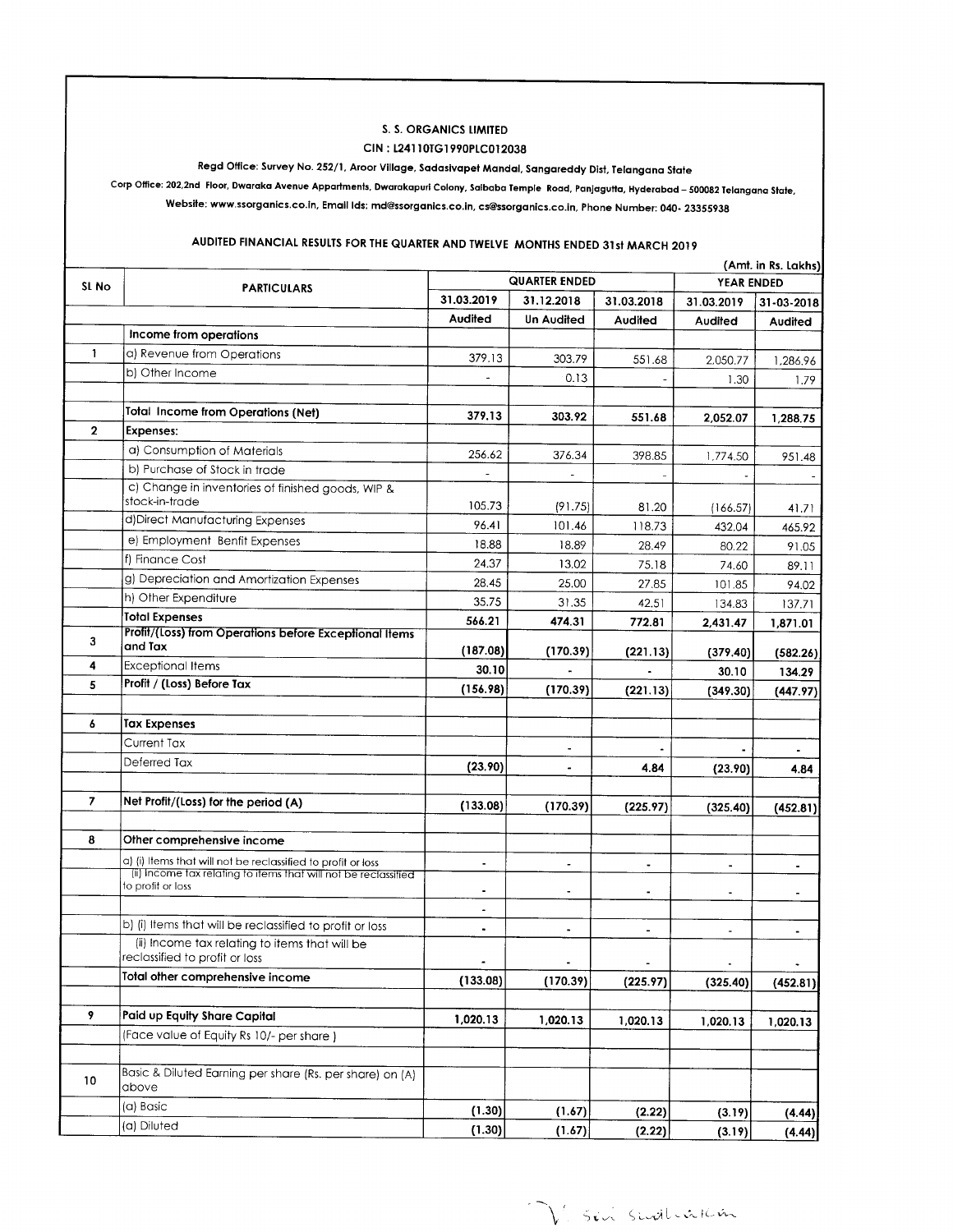**S. S. ORGANICS LIMITED**

**CIN : L24110TG1990PLC012038**

**Regd Office: Survey No. 252/1, Aroor Village, Sadasivapet Mandal, Sangareddy Dist, Telangana State**

**Corp Office: 202,2nd Floor, Dwaraka Avenue Appartments, Dwarakapuri Colony, Saibaba Temple Road, Panjagutta, Hyderabad – 500082 Telangana State,**

**Website: www.ssorganics.co.in, Email Ids: md@ssorganics.co.in, cs@ssorganics.co.in, Phone Number: 040- 23355938**

**AUDITED FINANCIAL RESULTS FOR THE QUARTER AND TWELVE MONTHS ENDED 31st MARCH 2019**

(Amt. in Rs. Lakhs)

| Sl No | PARTICULARS | QUARTER ENDED | | | YEAR ENDED | |
|---|---|---|---|---|---|---|
| | | 31.03.2019 | 31.12.2018 | 31.03.2018 | 31.03.2019 | 31-03-2018 |
| | | Audited | Un Audited | Audited | Audited | Audited |
| | **Income from operations** | | | | | |
| 1 | a) Revenue from Operations | 379.13 | 303.79 | 551.68 | 2,050.77 | 1,286.96 |
| | b) Other Income | - | 0.13 | - | 1.30 | 1.79 |
| | **Total Income from Operations (Net)** | **379.13** | **303.92** | **551.68** | **2,052.07** | **1,288.75** |
| 2 | **Expenses:** | | | | | |
| | a) Consumption of Materials | 256.62 | 376.34 | 398.85 | 1,774.50 | 951.48 |
| | b) Purchase of Stock in trade | - | - | - | - | - |
| | c) Change in inventories of finished goods, WIP & stock-in-trade | 105.73 | (91.75) | 81.20 | (166.57) | 41.71 |
| | d)Direct Manufacturing Expenses | 96.41 | 101.46 | 118.73 | 432.04 | 465.92 |
| | e) Employment Benfit Expenses | 18.88 | 18.89 | 28.49 | 80.22 | 91.05 |
| | f) Finance Cost | 24.37 | 13.02 | 75.18 | 74.60 | 89.11 |
| | g) Depreciation and Amortization Expenses | 28.45 | 25.00 | 27.85 | 101.85 | 94.02 |
| | h) Other Expenditure | 35.75 | 31.35 | 42.51 | 134.83 | 137.71 |
| | **Total Expenses** | **566.21** | **474.31** | **772.81** | **2,431.47** | **1,871.01** |
| 3 | **Profit/(Loss) from Operations before Exceptional Items and Tax** | **(187.08)** | **(170.39)** | **(221.13)** | **(379.40)** | **(582.26)** |
| 4 | Exceptional Items | **30.10** | **-** | **-** | **30.10** | **134.29** |
| 5 | **Profit / (Loss) Before Tax** | **(156.98)** | **(170.39)** | **(221.13)** | **(349.30)** | **(447.97)** |
| 6 | **Tax Expenses** | | | | | |
| | Current Tax | | - | - | - | - |
| | Deferred Tax | **(23.90)** | **-** | **4.84** | **(23.90)** | **4.84** |
| 7 | **Net Profit/(Loss) for the period (A)** | **(133.08)** | **(170.39)** | **(225.97)** | **(325.40)** | **(452.81)** |
| 8 | **Other comprehensive income** | | | | | |
| | a) (i) Items that will not be reclassified to profit or loss | - | - | - | - | - |
| | (ii) Income tax relating to items that will not be reclassified to profit or loss | - | - | - | - | - |
| | | - | | | | |
| | b) (i) Items that will be reclassified to profit or loss | - | - | - | - | - |
| | (ii) Income tax relating to items that will be reclassified to profit or loss | - | - | - | - | - |
| | **Total other comprehensive income** | **(133.08)** | **(170.39)** | **(225.97)** | **(325.40)** | **(452.81)** |
| 9 | **Paid up Equity Share Capital** | **1,020.13** | **1,020.13** | **1,020.13** | **1,020.13** | **1,020.13** |
| | (Face value of Equity Rs 10/- per share ) | | | | | |
| 10 | Basic & Diluted Earning per share (Rs. per share) on (A) above | | | | | |
| | (a) Basic | **(1.30)** | **(1.67)** | **(2.22)** | **(3.19)** | **(4.44)** |
| | (a) Diluted | **(1.30)** | **(1.67)** | **(2.22)** | **(3.19)** | **(4.44)** |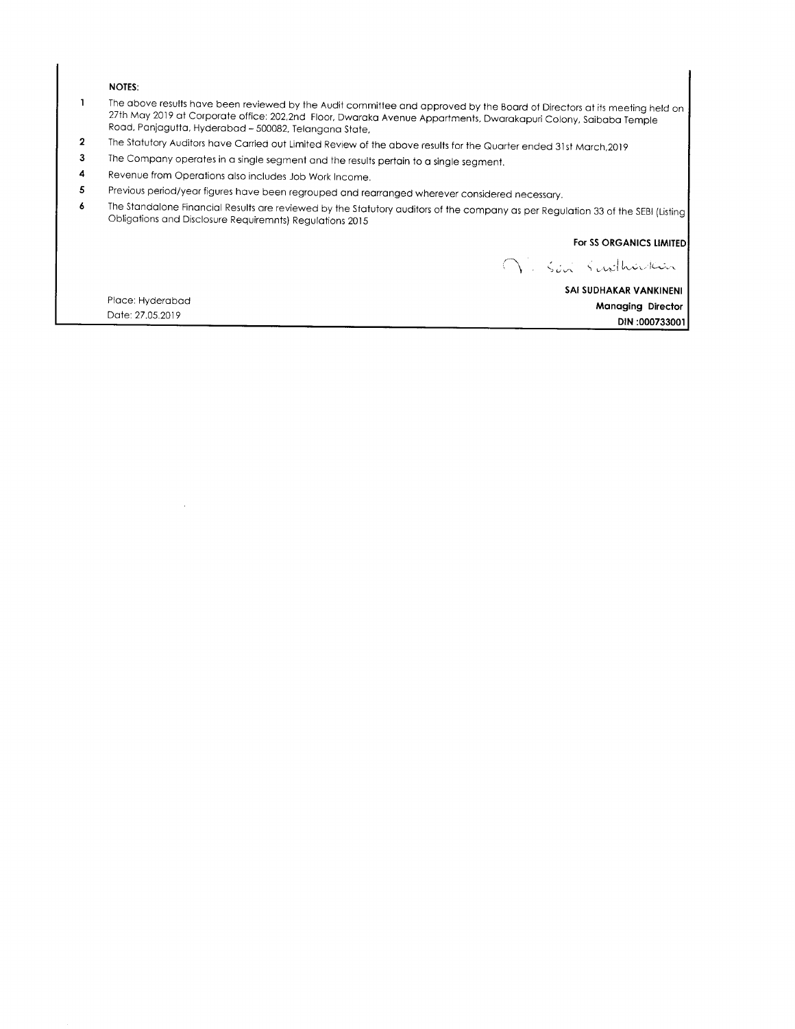**NOTES:**

1. The above results have been reviewed by the Audit committee and approved by the Board of Directors at its meeting held on 27th May 2019 at Corporate office: 202,2nd Floor, Dwaraka Avenue Appartments, Dwarakapuri Colony, Saibaba Temple Road, Panjagutta, Hyderabad – 500082, Telangana State,
2. The Statutory Auditors have Carried out Limited Review of the above results for the Quarter ended 31st March,2019
3. The Company operates in a single segment and the results pertain to a single segment.
4. Revenue from Operations also includes Job Work Income.
5. Previous period/year figures have been regrouped and rearranged wherever considered necessary.
6. The Standalone Financial Results are reviewed by the Statutory auditors of the company as per Regulation 33 of the SEBI (Listing Obligations and Disclosure Requiremnts) Regulations 2015

**For SS ORGANICS LIMITED**

V. Sai Sudhakar

**SAI SUDHAKAR VANKINENI**

**Managing Director**

**DIN :000733001**

Place: Hyderabad

Date: 27.05.2019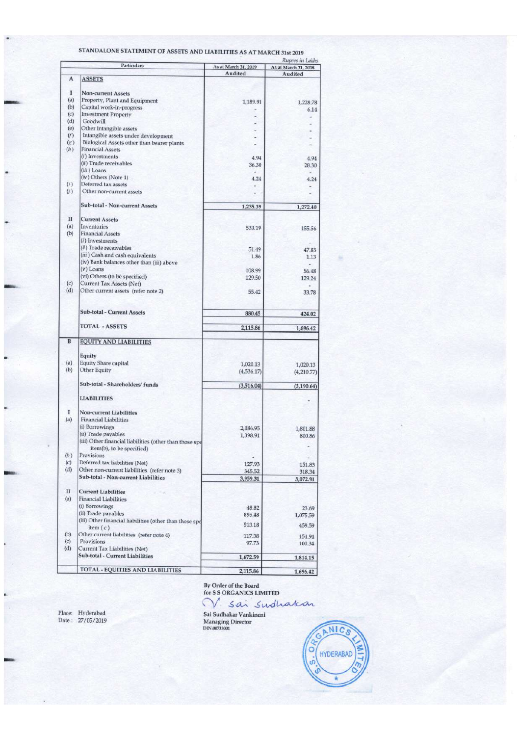# STANDALONE STATEMENT OF ASSETS AND LIABILITIES AS AT MARCH 31st 2019

*Rupees in Lakhs*

| | Particulars | As at March 31, 2019 | As at March 31, 2018 |
|---|---|---|---|
| | | Audited | Audited |
| **A** | **ASSETS** | | |
| **I** | Non-current Assets | | |
| (a) | Property, Plant and Equipment | 1,189.91 | 1,228.78 |
| (b) | Capital work-in-progress | - | 6.14 |
| (c) | Investment Property | - | - |
| (d) | Goodwill | - | - |
| (e) | Other Intangible assets | - | - |
| (f) | Intangible assets under development | - | - |
| (g) | Biological Assets other than bearer plants | - | - |
| (h) | Financial Assets | | |
| | (i) Investments | 4.94 | 4.94 |
| | (ii) Trade receivables | 36.30 | 28.30 |
| | (iii) Loans | - | - |
| | (iv) Others (Note 1) | 4.24 | 4.24 |
| (i) | Deferred tax assets | - | - |
| (j) | Other non-current assets | - | - |
| | **Sub-total - Non-current Assets** | 1,235.39 | 1,272.40 |
| **II** | Current Assets | | |
| (a) | Inventories | 533.19 | 155.56 |
| (b) | Financial Assets | | |
| | (i) Investments | | - |
| | (ii) Trade receivables | 51.49 | 47.83 |
| | (iii) Cash and cash equivalents | 1.86 | 1.13 |
| | (iv) Bank balances other than (iii) above | | - |
| | (v) Loans | 108.99 | 56.48 |
| | (vi) Others (to be specified) | 129.50 | 129.24 |
| (c) | Current Tax Assets (Net) | | - |
| (d) | Other current assets (refer note 2) | 55.42 | 33.78 |
| | **Sub-total - Current Assets** | 880.45 | 424.02 |
| | **TOTAL - ASSETS** | 2,115.86 | 1,696.42 |
| **B** | **EQUITY AND LIABILITIES** | | |
| | Equity | | |
| (a) | Equity Share capital | 1,020.13 | 1,020.13 |
| (b) | Other Equity | (4,536.17) | (4,210.77) |
| | **Sub-total - Shareholders' funds** | (3,516.04) | (3,190.64) |
| | **LIABILITIES** | | - |
| **I** | Non-current Liabilities | | |
| (a) | Financial Liabilities | | |
| | (i) Borrowings | 2,086.95 | 1,801.88 |
| | (ii) Trade payables | 1,398.91 | 800.86 |
| | (iii) Other financial liabilities (other than those specified in item(b), to be specified) | | - |
| (b) | Provisions | - | - |
| (c) | Deferred tax liabilities (Net) | 127.93 | 151.83 |
| (d) | Other non-current liabilities (refer note 3) | 345.52 | 318.34 |
| | **Sub-total - Non-current Liabilities** | 3,959.31 | 3,072.91 |
| **II** | Current Liabilities | | |
| (a) | Financial Liabilities | | |
| | (i) Borrowings | 48.82 | 23.69 |
| | (ii) Trade payables | 895.48 | 1,075.59 |
| | (iii) Other financial liabilities (other than those specified in item (c) | 513.18 | 459.59 |
| (b) | Other current liabilities (refer note 4) | 117.38 | 154.94 |
| (c) | Provisions | 97.73 | 100.34 |
| (d) | Current Tax Liabilities (Net) | | |
| | **Sub-total - Current Liabilities** | 1,672.59 | 1,814.15 |
| | **TOTAL - EQUITIES AND LIABILITIES** | 2,115.86 | 1,696.42 |

By Order of the Board
for S S ORGANICS LIMITED

Sai Sudhakar Vankineni
Managing Director
DIN:00733001

Place: Hyderabad
Date: 27/05/2019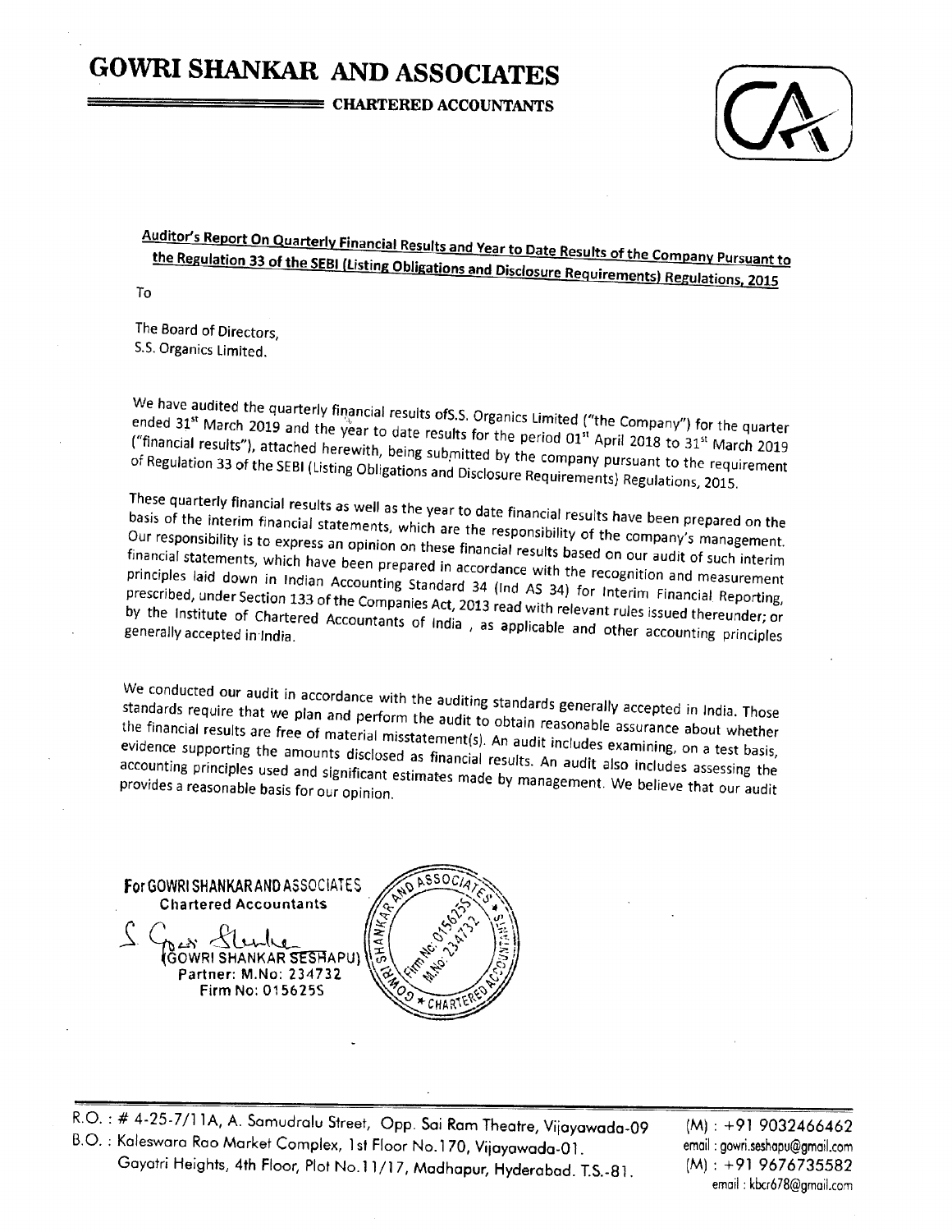# GOWRI SHANKAR AND ASSOCIATES

**CHARTERED ACCOUNTANTS**

**Auditor's Report On Quarterly Financial Results and Year to Date Results of the Company Pursuant to the Regulation 33 of the SEBI (Listing Obligations and Disclosure Requirements) Regulations, 2015**

To

The Board of Directors,
S.S. Organics Limited.

We have audited the quarterly financial results ofS.S. Organics Limited ("the Company") for the quarter ended 31st March 2019 and the year to date results for the period 01st April 2018 to 31st March 2019 ("financial results"), attached herewith, being submitted by the company pursuant to the requirement of Regulation 33 of the SEBI (Listing Obligations and Disclosure Requirements) Regulations, 2015.

These quarterly financial results as well as the year to date financial results have been prepared on the basis of the interim financial statements, which are the responsibility of the company's management. Our responsibility is to express an opinion on these financial results based on our audit of such interim financial statements, which have been prepared in accordance with the recognition and measurement principles laid down in Indian Accounting Standard 34 (Ind AS 34) for Interim Financial Reporting, prescribed, under Section 133 of the Companies Act, 2013 read with relevant rules issued thereunder; or by the Institute of Chartered Accountants of India , as applicable and other accounting principles generally accepted in India.

We conducted our audit in accordance with the auditing standards generally accepted in India. Those standards require that we plan and perform the audit to obtain reasonable assurance about whether the financial results are free of material misstatement(s). An audit includes examining, on a test basis, evidence supporting the amounts disclosed as financial results. An audit also includes assessing the accounting principles used and significant estimates made by management. We believe that our audit provides a reasonable basis for our opinion.

For GOWRI SHANKAR AND ASSOCIATES
Chartered Accountants

(GOWRI SHANKAR SESHAPU)
Partner: M.No: 234732
Firm No: 015625S

R.O. : # 4-25-7/11A, A. Samudralu Street, Opp. Sai Ram Theatre, Vijayawada-09 (M) : +91 9032466462
B.O. : Kaleswara Rao Market Complex, 1st Floor No.170, Vijayawada-01. email : gowri.seshapu@gmail.com
Gayatri Heights, 4th Floor, Plot No.11/17, Madhapur, Hyderabad. T.S.-81. (M) : +91 9676735582
email : kbcr678@gmail.com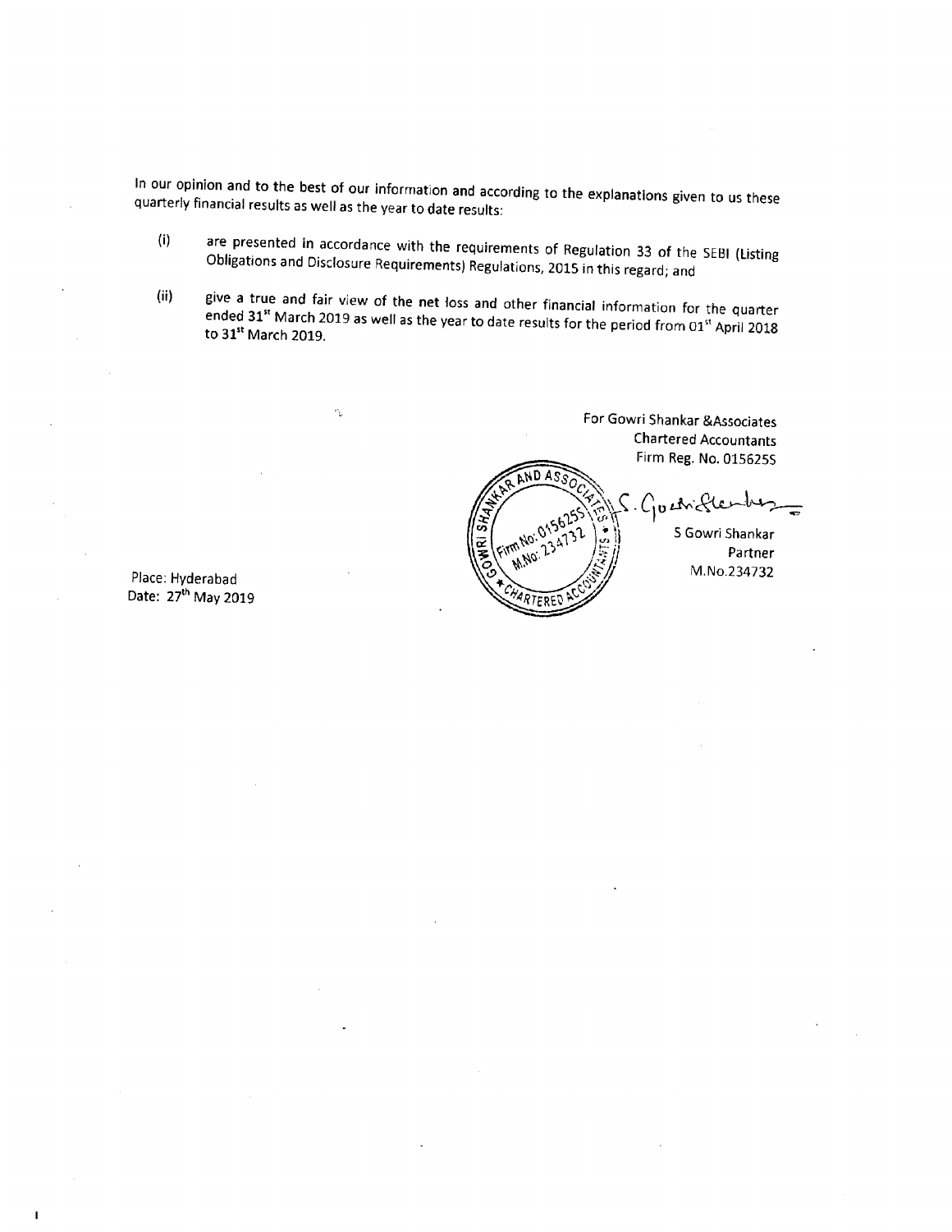In our opinion and to the best of our information and according to the explanations given to us these quarterly financial results as well as the year to date results:

(i) are presented in accordance with the requirements of Regulation 33 of the SEBI (Listing Obligations and Disclosure Requirements) Regulations, 2015 in this regard; and

(ii) give a true and fair view of the net loss and other financial information for the quarter ended 31st March 2019 as well as the year to date results for the period from 01st April 2018 to 31st March 2019.

For Gowri Shankar &Associates
Chartered Accountants
Firm Reg. No. 015625S

S Gowri Shankar
Partner
M.No.234732

Place: Hyderabad
Date: 27th May 2019